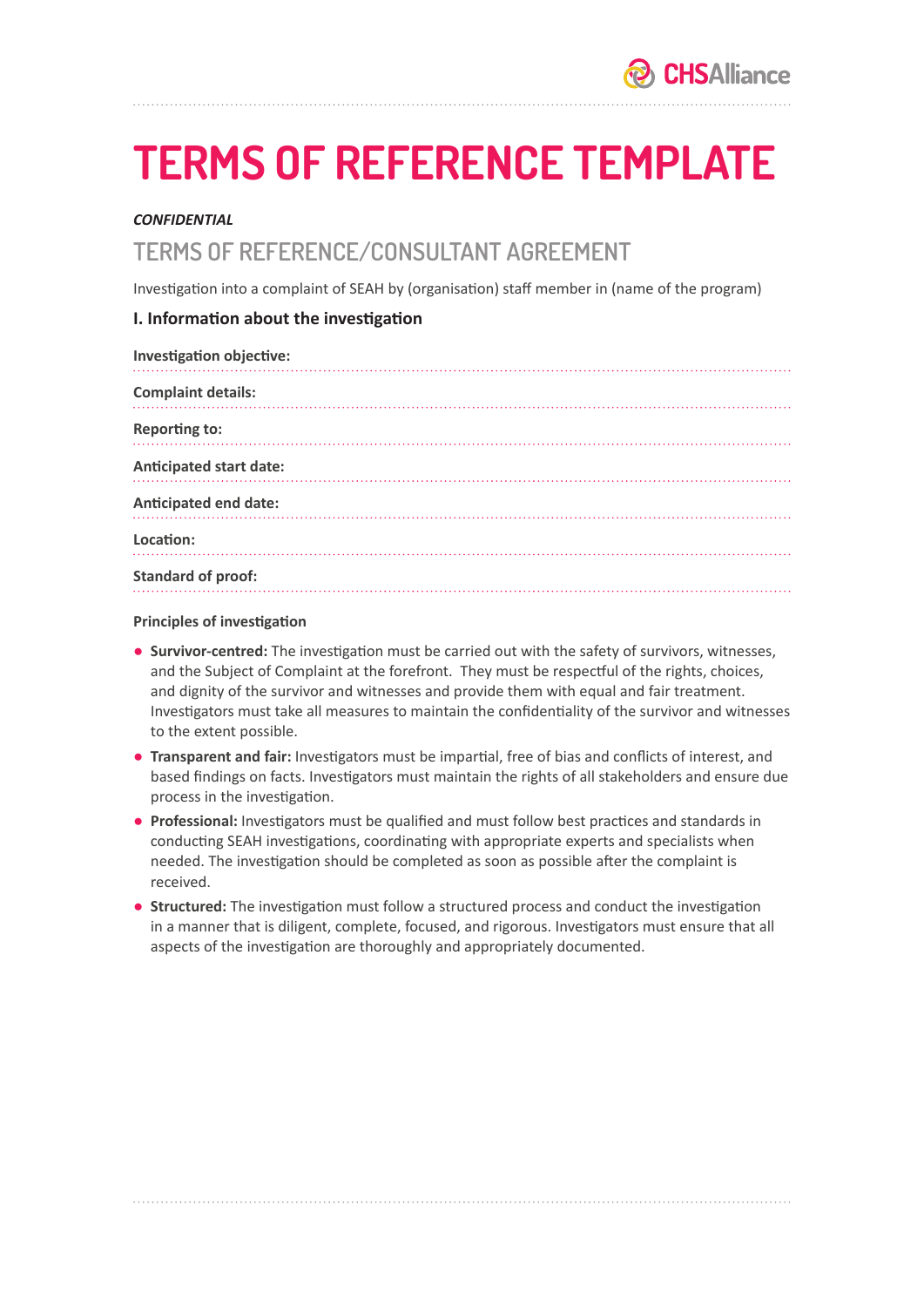# TERMS OF REFERENCE TEMPLATE

***CONFIDENTIAL***

## TERMS OF REFERENCE/CONSULTANT AGREEMENT

Investigation into a complaint of SEAH by (organisation) staff member in (name of the program)

### I. Information about the investigation

**Investigation objective:**

**Complaint details:**

**Reporting to:**

**Anticipated start date:**

**Anticipated end date:**

**Location:**

**Standard of proof:**

**Principles of investigation**

- **Survivor-centred:** The investigation must be carried out with the safety of survivors, witnesses, and the Subject of Complaint at the forefront. They must be respectful of the rights, choices, and dignity of the survivor and witnesses and provide them with equal and fair treatment. Investigators must take all measures to maintain the confidentiality of the survivor and witnesses to the extent possible.
- **Transparent and fair:** Investigators must be impartial, free of bias and conflicts of interest, and based findings on facts. Investigators must maintain the rights of all stakeholders and ensure due process in the investigation.
- **Professional:** Investigators must be qualified and must follow best practices and standards in conducting SEAH investigations, coordinating with appropriate experts and specialists when needed. The investigation should be completed as soon as possible after the complaint is received.
- **Structured:** The investigation must follow a structured process and conduct the investigation in a manner that is diligent, complete, focused, and rigorous. Investigators must ensure that all aspects of the investigation are thoroughly and appropriately documented.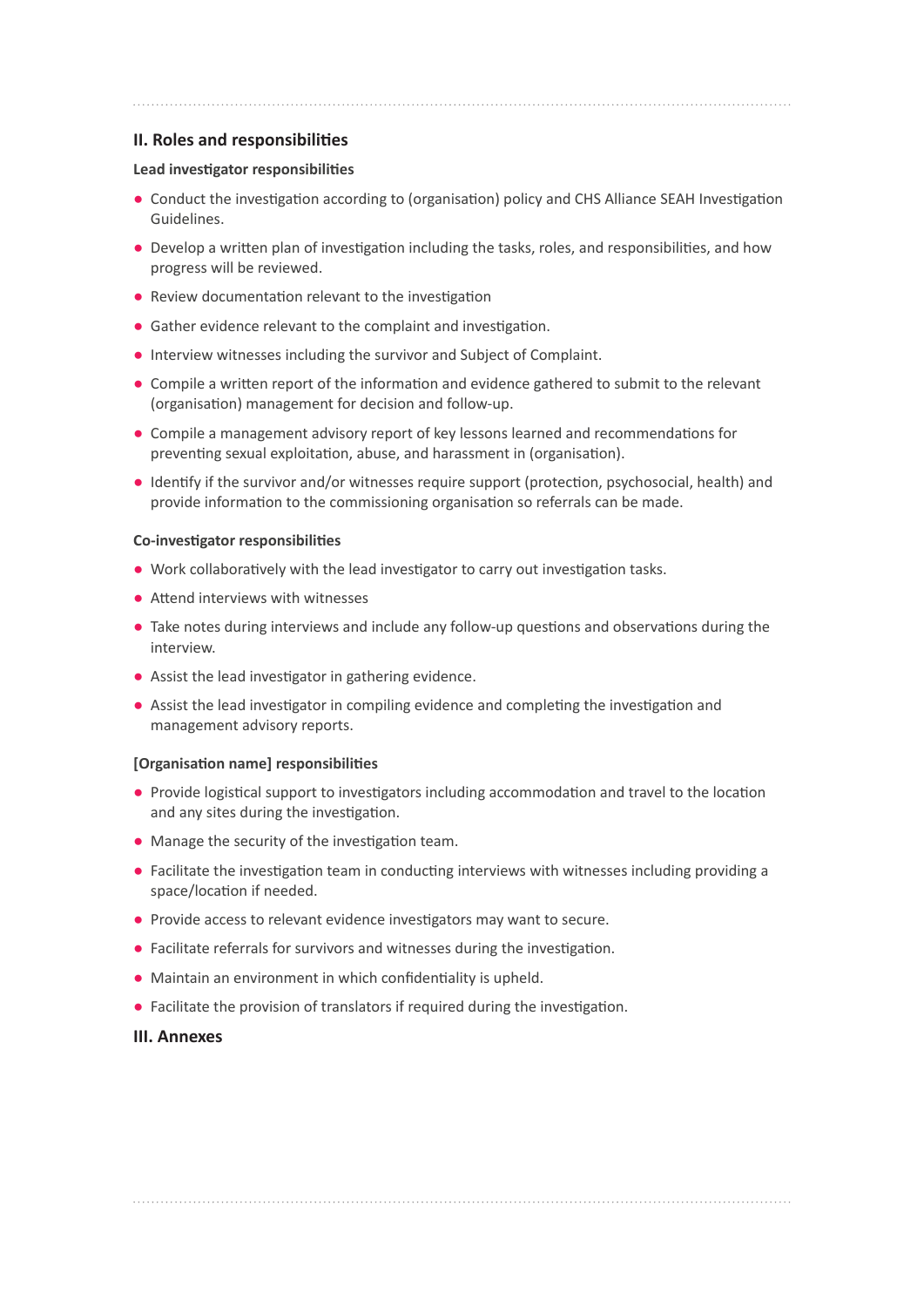## II. Roles and responsibilities

### Lead investigator responsibilities

- Conduct the investigation according to (organisation) policy and CHS Alliance SEAH Investigation Guidelines.
- Develop a written plan of investigation including the tasks, roles, and responsibilities, and how progress will be reviewed.
- Review documentation relevant to the investigation
- Gather evidence relevant to the complaint and investigation.
- Interview witnesses including the survivor and Subject of Complaint.
- Compile a written report of the information and evidence gathered to submit to the relevant (organisation) management for decision and follow-up.
- Compile a management advisory report of key lessons learned and recommendations for preventing sexual exploitation, abuse, and harassment in (organisation).
- Identify if the survivor and/or witnesses require support (protection, psychosocial, health) and provide information to the commissioning organisation so referrals can be made.

### Co-investigator responsibilities

- Work collaboratively with the lead investigator to carry out investigation tasks.
- Attend interviews with witnesses
- Take notes during interviews and include any follow-up questions and observations during the interview.
- Assist the lead investigator in gathering evidence.
- Assist the lead investigator in compiling evidence and completing the investigation and management advisory reports.

### [Organisation name] responsibilities

- Provide logistical support to investigators including accommodation and travel to the location and any sites during the investigation.
- Manage the security of the investigation team.
- Facilitate the investigation team in conducting interviews with witnesses including providing a space/location if needed.
- Provide access to relevant evidence investigators may want to secure.
- Facilitate referrals for survivors and witnesses during the investigation.
- Maintain an environment in which confidentiality is upheld.
- Facilitate the provision of translators if required during the investigation.

## III. Annexes